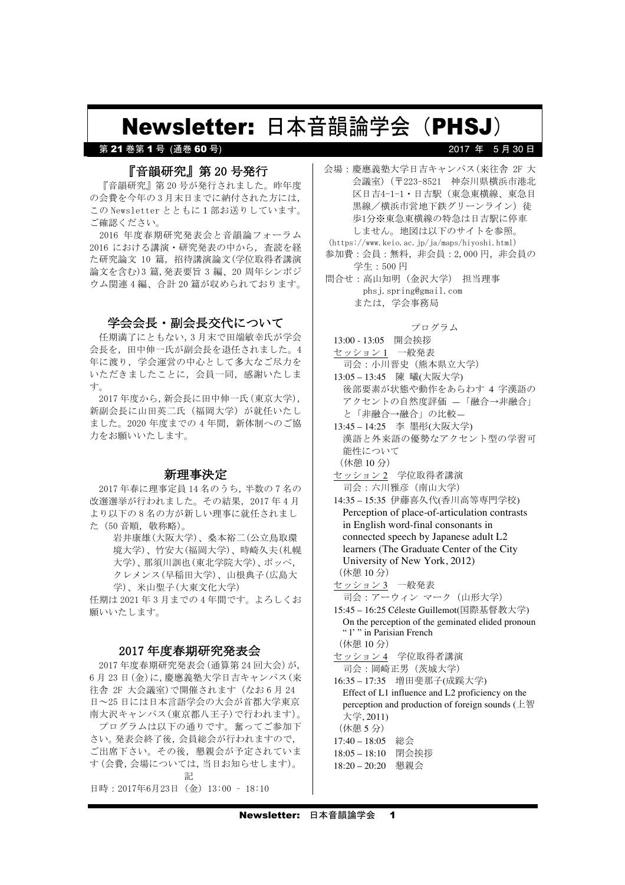# Newsletter: 日本音韻論学会（PHSJ）

第 **21** 巻第 **1** 号 (通巻 **60** 号)　　2017 年 5 月 30 日

## 『音韻研究』第 20 号発行

『音韻研究』第 20 号が発行されました。昨年度の会費を今年の 3 月末日までに納付された方には，この Newsletter とともに 1 部お送りしています。ご確認ください。

2016 年度春期研究発表会と音韻論フォーラム 2016 における講演・研究発表の中から，査読を経た研究論文 10 篇，招待講演論文(学位取得者講演論文を含む)3 篇,発表要旨 3 編、20 周年シンポジウム関連 4 編、合計 20 篇が収められております。

## 学会会長・副会長交代について

任期満了にともない，3 月末で田端敏幸氏が学会会長を，田中伸一氏が副会長を退任されました。4 年に渡り，学会運営の中心として多大なご尽力をいただきましたことに，会員一同，感謝いたします。

2017 年度から，新会長に田中伸一氏（東京大学），新副会長に山田英二氏（福岡大学）が就任いたしました。2020 年度までの 4 年間，新体制へのご協力をお願いいたします。

## 新理事決定

2017 年春に理事定員 14 名のうち，半数の 7 名の改選選挙が行われました。その結果，2017 年 4 月より以下の 8 名の方が新しい理事に就任されました（50 音順，敬称略)。

岩井康雄(大阪大学)、桑本裕二(公立鳥取環境大学)、竹安大(福岡大学)、時崎久夫(札幌大学)、那須川訓也(東北学院大学)、ポッペ，クレメンス(早稲田大学)、山根典子(広島大学)、米山聖子(大東文化大学)

任期は 2021 年 3 月までの 4 年間です。よろしくお願いいたします。

## 2017 年度春期研究発表会

2017 年度春期研究発表会(通算第 24 回大会)が，6 月 23 日(金)に,慶應義塾大学日吉キャンパス(来往舎 2F 大会議室)で開催されます（なお 6 月 24 日～25 日には日本言語学会の大会が首都大学東京南大沢キャンパス(東京都八王子)で行われます)。

プログラムは以下の通りです。奮ってご参加下さい。発表会終了後，会員総会が行われますので，ご出席下さい。その後，懇親会が予定されています(会費，会場については，当日お知らせします)。

記

日時：2017年6月23日（金）13:00 – 18:10

会場：慶應義塾大学日吉キャンパス(来往舎 2F 大会議室)（〒223-8521　神奈川県横浜市港北区日吉4-1-1・日吉駅（東急東横線、東急目黒線／横浜市営地下鉄グリーンライン）徒歩1分※東急東横線の特急は日吉駅に停車しません。地図は以下のサイトを参照。

(https://www.keio.ac.jp/ja/maps/hiyoshi.html)

参加費：会員：無料，非会員：2,000 円，非会員の学生：500 円

問合せ：高山知明（金沢大学）　担当理事
phsj.spring@gmail.com
または，学会事務局

プログラム

13:00 - 13:05　開会挨拶

セッション 1　一般発表
司会：小川晋史（熊本県立大学）

13:05 – 13:45　陳 曦(大阪大学)
後部要素が状態や動作をあらわす 4 字漢語のアクセントの自然度評価 ―「融合→非融合」と「非融合→融合」の比較―

13:45 – 14:25　李 墨彤(大阪大学)
漢語と外来語の優勢なアクセント型の学習可能性について

（休憩 10 分）

セッション 2　学位取得者講演
司会：六川雅彦（南山大学）

14:35 – 15:35 伊藤喜久代(香川高等専門学校)
Perception of place-of-articulation contrasts in English word-final consonants in connected speech by Japanese adult L2 learners (The Graduate Center of the City University of New York, 2012)

（休憩 10 分）

セッション 3　一般発表
司会：アーウィン マーク（山形大学）

15:45 – 16:25 Céleste Guillemot(国際基督教大学)
On the perception of the geminated elided pronoun “ l’ ” in Parisian French

（休憩 10 分）

セッション 4　学位取得者講演
司会：岡崎正男（茨城大学）

16:35 – 17:35　増田斐那子(成蹊大学)
Effect of L1 influence and L2 proficiency on the perception and production of foreign sounds (上智大学, 2011)

（休憩 5 分）

17:40 – 18:05　総会

18:05 – 18:10　閉会挨拶

18:20 – 20:20　懇親会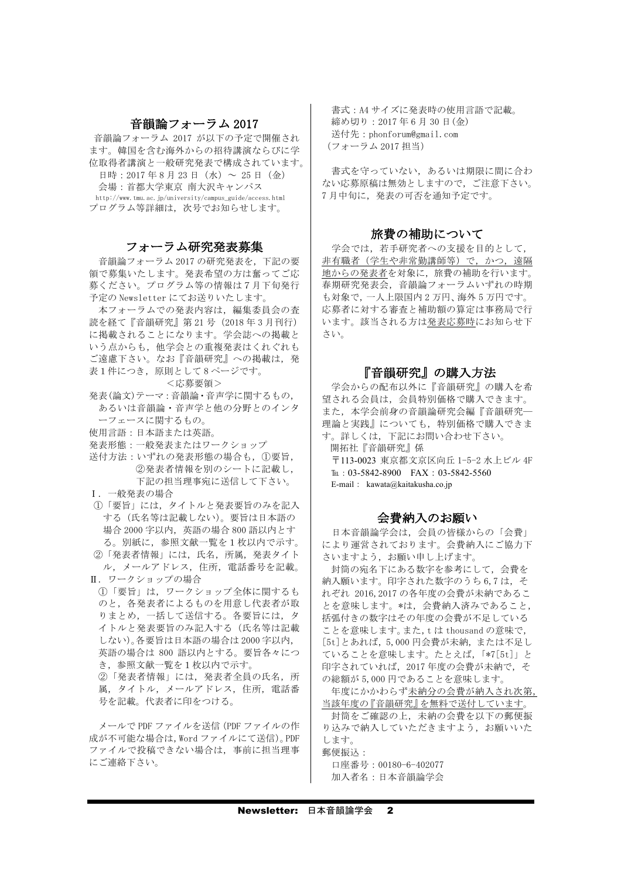## 音韻論フォーラム 2017

音韻論フォーラム 2017 が以下の予定で開催されます。韓国を含む海外からの招待講演ならびに学位取得者講演と一般研究発表で構成されています。

日時：2017 年 8 月 23 日（水）～ 25 日（金）

会場：首都大学東京 南大沢キャンパス

http://www.tmu.ac.jp/university/campus_guide/access.html

プログラム等詳細は，次号でお知らせします。

## フォーラム研究発表募集

音韻論フォーラム 2017 の研究発表を，下記の要領で募集いたします。発表希望の方は奮ってご応募ください。プログラム等の情報は 7 月下旬発行予定の Newsletter にてお送りいたします。

本フォーラムでの発表内容は，編集委員会の査読を経て『音韻研究』第 21 号（2018 年 3 月刊行）に掲載されることになります。学会誌への掲載という点からも，他学会との重複発表はくれぐれもご遠慮下さい。なお『音韻研究』への掲載は，発表 1 件につき，原則として 8 ページです。

＜応募要領＞

発表(論文)テーマ：音韻論・音声学に関するもの，あるいは音韻論・音声学と他の分野とのインターフェースに関するもの。

使用言語：日本語または英語。

発表形態：一般発表またはワークショップ

送付方法：いずれの発表形態の場合も，①要旨，②発表者情報を別のシートに記載し，下記の担当理事宛に送信して下さい。

Ⅰ．一般発表の場合

①「要旨」には，タイトルと発表要旨のみを記入する（氏名等は記載しない）。要旨は日本語の場合 2000 字以内，英語の場合 800 語以内とする。別紙に，参照文献一覧を 1 枚以内で示す。

②「発表者情報」には，氏名，所属，発表タイトル，メールアドレス，住所，電話番号を記載。

Ⅱ．ワークショップの場合

①「要旨」は，ワークショップ全体に関するものと，各発表者によるものを用意し代表者が取りまとめ，一括して送信する。各要旨には，タイトルと発表要旨のみ記入する（氏名等は記載しない）。各要旨は日本語の場合は 2000 字以内，英語の場合は 800 語以内とする。要旨各々につき，参照文献一覧を 1 枚以内で示す。

②「発表者情報」には，発表者全員の氏名，所属，タイトル，メールアドレス，住所，電話番号を記載。代表者に印をつける。

メールで PDF ファイルを送信（PDF ファイルの作成が不可能な場合は，Word ファイルにて送信）。PDF ファイルで投稿できない場合は，事前に担当理事にご連絡下さい。

書式：A4 サイズに発表時の使用言語で記載。

締め切り：2017 年 6 月 30 日(金)

送付先：phonforum@gmail.com

（フォーラム 2017 担当）

書式を守っていない，あるいは期限に間に合わない応募原稿は無効としますので，ご注意下さい。7 月中旬に，発表の可否を通知予定です。

## 旅費の補助について

学会では，若手研究者への支援を目的として，非有職者（学生や非常勤講師等）で，かつ，遠隔地からの発表者を対象に，旅費の補助を行います。春期研究発表会，音韻論フォーラムいずれの時期も対象で，一人上限国内 2 万円、海外 5 万円です。応募者に対する審査と補助額の算定は事務局で行います。該当される方は発表応募時にお知らせ下さい。

## 『音韻研究』の購入方法

学会からの配布以外に『音韻研究』の購入を希望される会員は，会員特別価格で購入できます。また，本学会前身の音韻論研究会編『音韻研究―理論と実践』についても，特別価格で購入できます。詳しくは，下記にお問い合わせ下さい。

開拓社『音韻研究』係

〒113-0023 東京都文京区向丘 1-5-2 水上ビル 4F

Tel：03-5842-8900　FAX：03-5842-5560

E-mail： kawata@kaitakusha.co.jp

## 会費納入のお願い

日本音韻論学会は，会員の皆様からの「会費」により運営されております。会費納入にご協力下さいますよう，お願い申し上げます。

封筒の宛名下にある数字を参考にして，会費を納入願います。印字された数字のうち 6,7 は，それぞれ 2016,2017 の各年度の会費が未納であることを意味します。*は，会費納入済みであること，括弧付きの数字はその年度の会費が不足していることを意味します。また，t は thousand の意味で，[5t]とあれば，5,000 円会費が未納，または不足していることを意味します。たとえば，「*7[5t]」と印字されていれば，2017 年度の会費が未納で，その総額が 5,000 円であることを意味します。

年度にかかわらず未納分の会費が納入され次第，当該年度の『音韻研究』を無料で送付しています。

封筒をご確認の上，未納の会費を以下の郵便振り込みで納入していただきますよう，お願いいたします。

郵便振込：

口座番号：00180-6-402077

加入者名：日本音韻論学会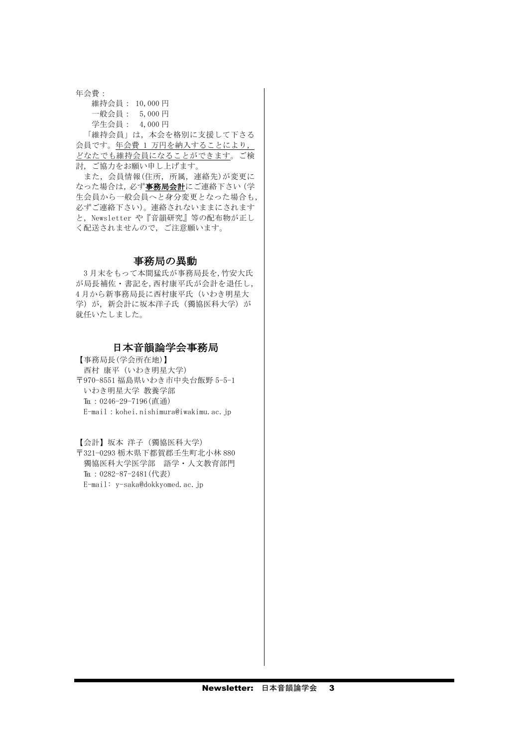年会費：

維持会員： 10,000 円
一般会員： 5,000 円
学生会員： 4,000 円

「維持会員」は，本会を格別に支援して下さる会員です。年会費 1 万円を納入することにより，どなたでも維持会員になることができます。ご検討，ご協力をお願い申し上げます。

また，会員情報(住所，所属，連絡先)が変更になった場合は，必ず**事務局会計**にご連絡下さい（学生会員から一般会員へと身分変更となった場合も，必ずご連絡下さい）。連絡されないままにされますと，Newsletter や『音韻研究』等の配布物が正しく配送されませんので，ご注意願います。

## 事務局の異動

3 月末をもって本間猛氏が事務局長を，竹安大氏が局長補佐・書記を，西村康平氏が会計を退任し，4 月から新事務局長に西村康平氏（いわき明星大学）が，新会計に坂本洋子氏（獨協医科大学）が就任いたしました。

## 日本音韻論学会事務局

【事務局長(学会所在地)】
西村 康平（いわき明星大学）
〒970-8551 福島県いわき市中央台飯野 5-5-1
いわき明星大学 教養学部
TEL：0246-29-7196(直通)
E-mail：kohei.nishimura@iwakimu.ac.jp

【会計】坂本 洋子（獨協医科大学）
〒321-0293 栃木県下都賀郡壬生町北小林 880
獨協医科大学医学部　語学・人文教育部門
TEL：0282-87-2481(代表)
E-mail: y-saka@dokkyomed.ac.jp